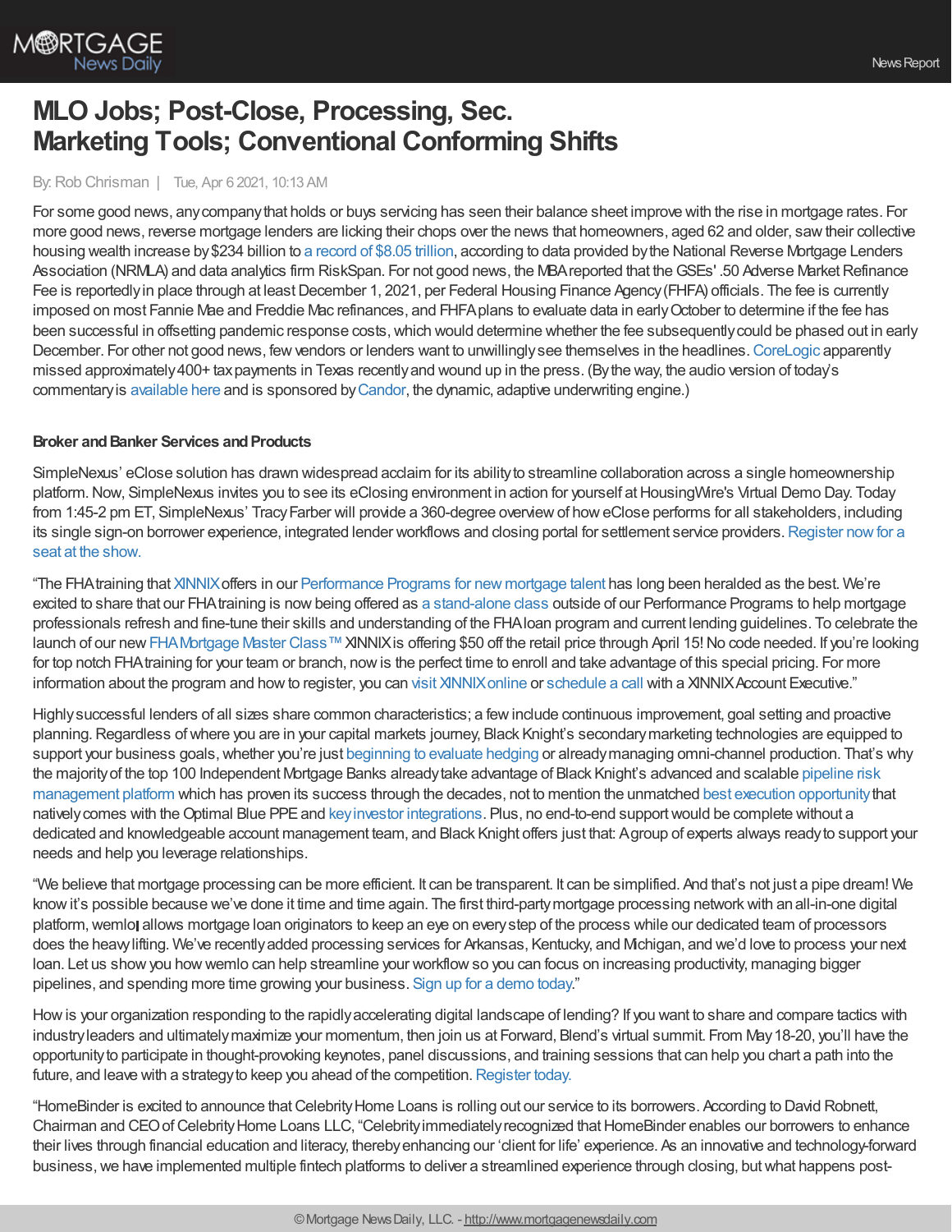# MLO Jobs; Post-Close, Processing, Sec. Marketing Tools; Conventional Conforming Shifts

By: Rob Chrisman | Tue, Apr 6 2021, 10:13 AM

For some good news, any company that holds or buys servicing has seen their balance sheet improve with the rise in mortgage rates. For more good news, reverse mortgage lenders are licking their chops over the news that homeowners, aged 62 and older, saw their collective housing wealth increase by $234 billion to a record of $8.05 trillion, according to data provided by the National Reverse Mortgage Lenders Association (NRMLA) and data analytics firm RiskSpan. For not good news, the MBA reported that the GSEs' .50 Adverse Market Refinance Fee is reportedly in place through at least December 1, 2021, per Federal Housing Finance Agency (FHFA) officials. The fee is currently imposed on most Fannie Mae and Freddie Mac refinances, and FHFA plans to evaluate data in early October to determine if the fee has been successful in offsetting pandemic response costs, which would determine whether the fee subsequently could be phased out in early December. For other not good news, few vendors or lenders want to unwillingly see themselves in the headlines. CoreLogic apparently missed approximately 400+ tax payments in Texas recently and wound up in the press. (By the way, the audio version of today's commentary is available here and is sponsored by Candor, the dynamic, adaptive underwriting engine.)

**Broker and Banker Services and Products**

SimpleNexus' eClose solution has drawn widespread acclaim for its ability to streamline collaboration across a single homeownership platform. Now, SimpleNexus invites you to see its eClosing environment in action for yourself at HousingWire's Virtual Demo Day. Today from 1:45-2 pm ET, SimpleNexus' Tracy Farber will provide a 360-degree overview of how eClose performs for all stakeholders, including its single sign-on borrower experience, integrated lender workflows and closing portal for settlement service providers. Register now for a seat at the show.

"The FHA training that XINNIX offers in our Performance Programs for new mortgage talent has long been heralded as the best. We're excited to share that our FHA training is now being offered as a stand-alone class outside of our Performance Programs to help mortgage professionals refresh and fine-tune their skills and understanding of the FHA loan program and current lending guidelines. To celebrate the launch of our new FHA Mortgage Master Class™ XINNIX is offering $50 off the retail price through April 15! No code needed. If you're looking for top notch FHA training for your team or branch, now is the perfect time to enroll and take advantage of this special pricing. For more information about the program and how to register, you can visit XINNIX online or schedule a call with a XINNIX Account Executive."

Highly successful lenders of all sizes share common characteristics; a few include continuous improvement, goal setting and proactive planning. Regardless of where you are in your capital markets journey, Black Knight's secondary marketing technologies are equipped to support your business goals, whether you're just beginning to evaluate hedging or already managing omni-channel production. That's why the majority of the top 100 Independent Mortgage Banks already take advantage of Black Knight's advanced and scalable pipeline risk management platform which has proven its success through the decades, not to mention the unmatched best execution opportunity that natively comes with the Optimal Blue PPE and key investor integrations. Plus, no end-to-end support would be complete without a dedicated and knowledgeable account management team, and Black Knight offers just that: A group of experts always ready to support your needs and help you leverage relationships.

"We believe that mortgage processing can be more efficient. It can be transparent. It can be simplified. And that's not just a pipe dream! We know it's possible because we've done it time and time again. The first third-party mortgage processing network with an all-in-one digital platform, wemlo allows mortgage loan originators to keep an eye on every step of the process while our dedicated team of processors does the heavy lifting. We've recently added processing services for Arkansas, Kentucky, and Michigan, and we'd love to process your next loan. Let us show you how wemlo can help streamline your workflow so you can focus on increasing productivity, managing bigger pipelines, and spending more time growing your business. Sign up for a demo today."

How is your organization responding to the rapidly accelerating digital landscape of lending? If you want to share and compare tactics with industry leaders and ultimately maximize your momentum, then join us at Forward, Blend's virtual summit. From May 18-20, you'll have the opportunity to participate in thought-provoking keynotes, panel discussions, and training sessions that can help you chart a path into the future, and leave with a strategy to keep you ahead of the competition. Register today.

"HomeBinder is excited to announce that Celebrity Home Loans is rolling out our service to its borrowers. According to David Robnett, Chairman and CEO of Celebrity Home Loans LLC, "Celebrity immediately recognized that HomeBinder enables our borrowers to enhance their lives through financial education and literacy, thereby enhancing our 'client for life' experience. As an innovative and technology-forward business, we have implemented multiple fintech platforms to deliver a streamlined experience through closing, but what happens post-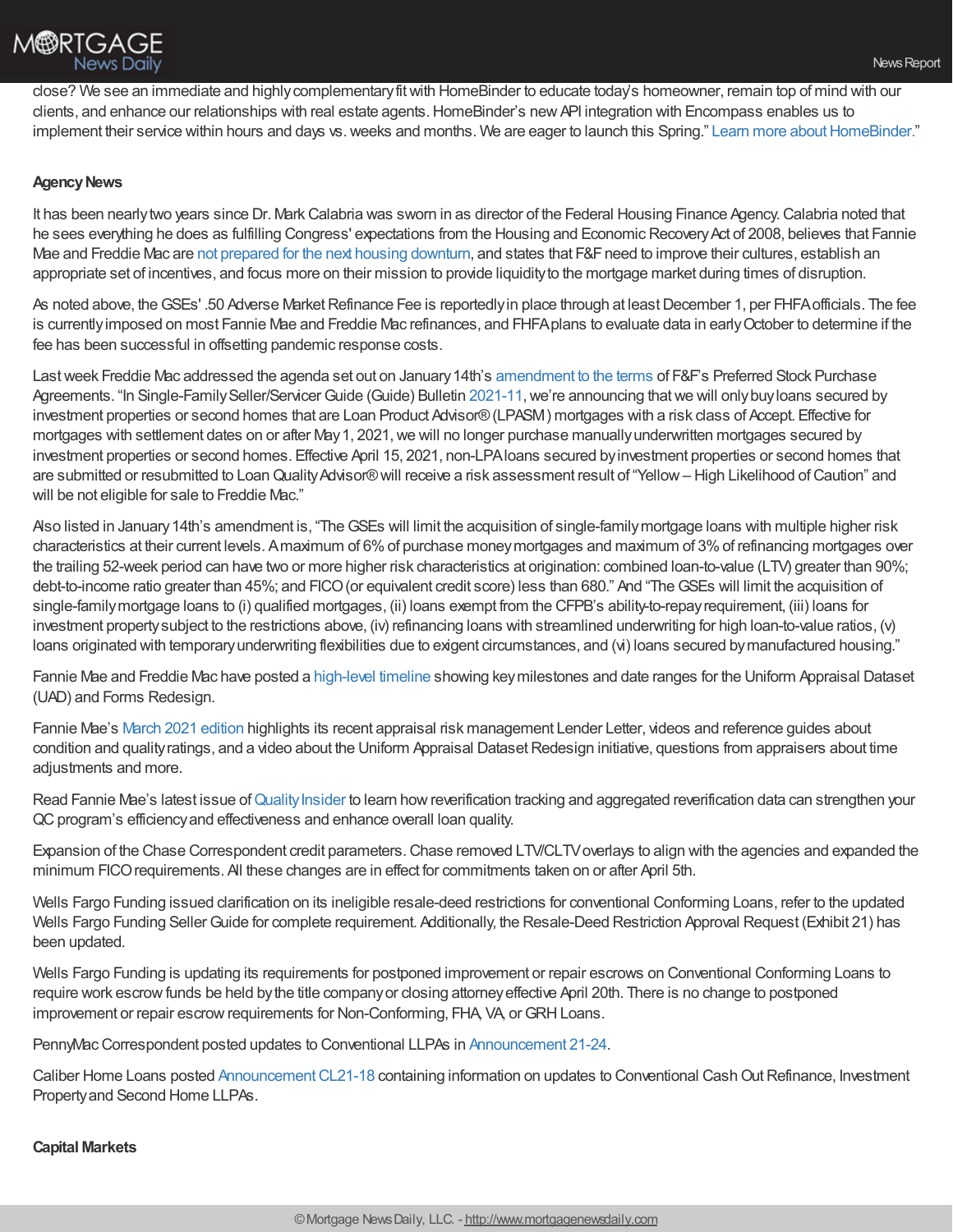close? We see an immediate and highly complementary fit with HomeBinder to educate today's homeowner, remain top of mind with our clients, and enhance our relationships with real estate agents. HomeBinder's new API integration with Encompass enables us to implement their service within hours and days vs. weeks and months. We are eager to launch this Spring." Learn more about HomeBinder."

**Agency News**

It has been nearly two years since Dr. Mark Calabria was sworn in as director of the Federal Housing Finance Agency. Calabria noted that he sees everything he does as fulfilling Congress' expectations from the Housing and Economic Recovery Act of 2008, believes that Fannie Mae and Freddie Mac are not prepared for the next housing downturn, and states that F&F need to improve their cultures, establish an appropriate set of incentives, and focus more on their mission to provide liquidity to the mortgage market during times of disruption.

As noted above, the GSEs' .50 Adverse Market Refinance Fee is reportedly in place through at least December 1, per FHFA officials. The fee is currently imposed on most Fannie Mae and Freddie Mac refinances, and FHFA plans to evaluate data in early October to determine if the fee has been successful in offsetting pandemic response costs.

Last week Freddie Mac addressed the agenda set out on January 14th's amendment to the terms of F&F's Preferred Stock Purchase Agreements. "In Single-Family Seller/Servicer Guide (Guide) Bulletin 2021-11, we're announcing that we will only buy loans secured by investment properties or second homes that are Loan Product Advisor® (LPASM) mortgages with a risk class of Accept. Effective for mortgages with settlement dates on or after May 1, 2021, we will no longer purchase manually underwritten mortgages secured by investment properties or second homes. Effective April 15, 2021, non-LPA loans secured by investment properties or second homes that are submitted or resubmitted to Loan Quality Advisor® will receive a risk assessment result of "Yellow – High Likelihood of Caution" and will be not eligible for sale to Freddie Mac."

Also listed in January 14th's amendment is, "The GSEs will limit the acquisition of single-family mortgage loans with multiple higher risk characteristics at their current levels. A maximum of 6% of purchase money mortgages and maximum of 3% of refinancing mortgages over the trailing 52-week period can have two or more higher risk characteristics at origination: combined loan-to-value (LTV) greater than 90%; debt-to-income ratio greater than 45%; and FICO (or equivalent credit score) less than 680." And "The GSEs will limit the acquisition of single-family mortgage loans to (i) qualified mortgages, (ii) loans exempt from the CFPB's ability-to-repay requirement, (iii) loans for investment property subject to the restrictions above, (iv) refinancing loans with streamlined underwriting for high loan-to-value ratios, (v) loans originated with temporary underwriting flexibilities due to exigent circumstances, and (vi) loans secured by manufactured housing."

Fannie Mae and Freddie Mac have posted a high-level timeline showing key milestones and date ranges for the Uniform Appraisal Dataset (UAD) and Forms Redesign.

Fannie Mae's March 2021 edition highlights its recent appraisal risk management Lender Letter, videos and reference guides about condition and quality ratings, and a video about the Uniform Appraisal Dataset Redesign initiative, questions from appraisers about time adjustments and more.

Read Fannie Mae's latest issue of Quality Insider to learn how reverification tracking and aggregated reverification data can strengthen your QC program's efficiency and effectiveness and enhance overall loan quality.

Expansion of the Chase Correspondent credit parameters. Chase removed LTV/CLTV overlays to align with the agencies and expanded the minimum FICO requirements. All these changes are in effect for commitments taken on or after April 5th.

Wells Fargo Funding issued clarification on its ineligible resale-deed restrictions for conventional Conforming Loans, refer to the updated Wells Fargo Funding Seller Guide for complete requirement. Additionally, the Resale-Deed Restriction Approval Request (Exhibit 21) has been updated.

Wells Fargo Funding is updating its requirements for postponed improvement or repair escrows on Conventional Conforming Loans to require work escrow funds be held by the title company or closing attorney effective April 20th. There is no change to postponed improvement or repair escrow requirements for Non-Conforming, FHA, VA, or GRH Loans.

PennyMac Correspondent posted updates to Conventional LLPAs in Announcement 21-24.

Caliber Home Loans posted Announcement CL21-18 containing information on updates to Conventional Cash Out Refinance, Investment Property and Second Home LLPAs.

**Capital Markets**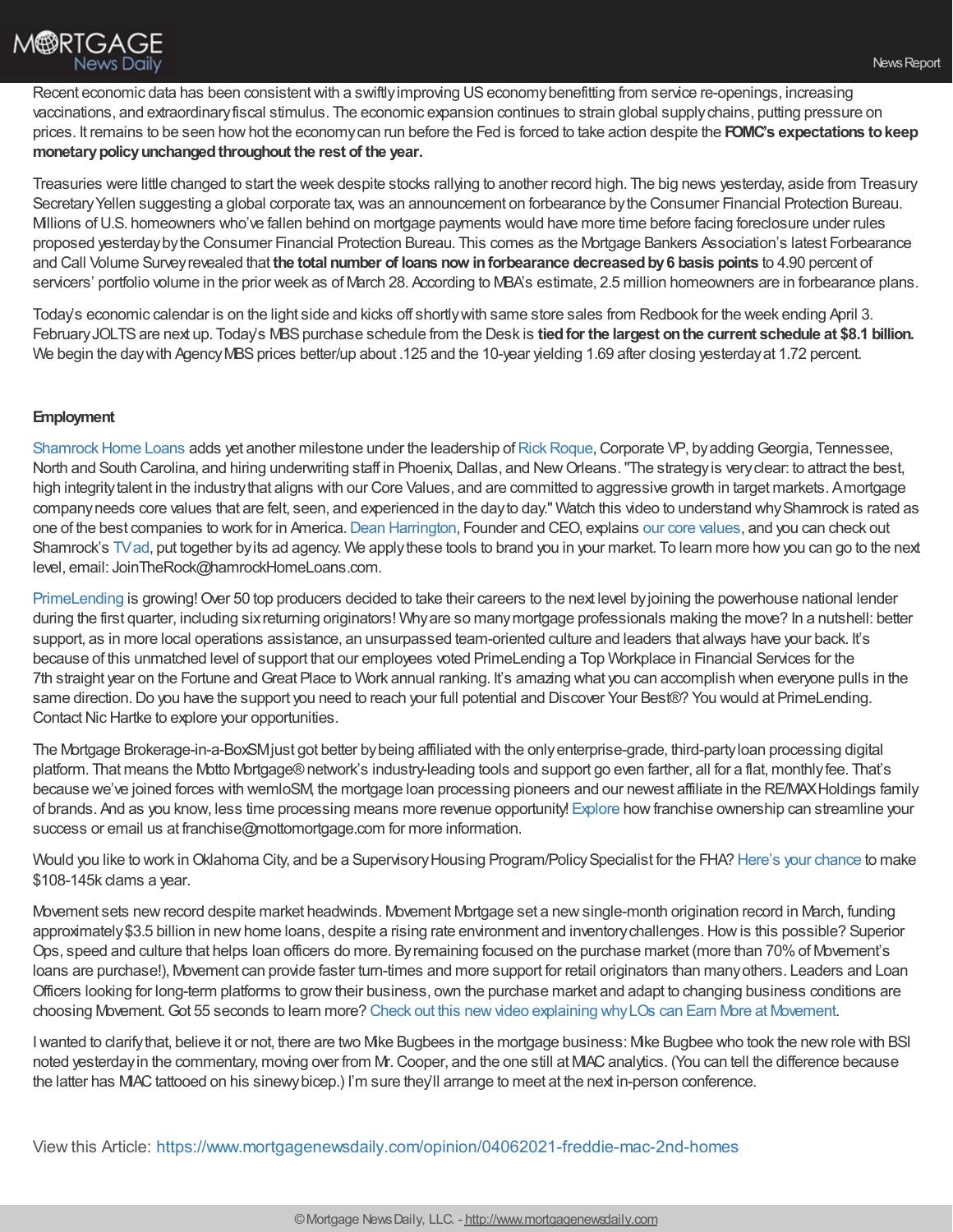Recent economic data has been consistent with a swiftly improving US economy benefitting from service re-openings, increasing vaccinations, and extraordinary fiscal stimulus. The economic expansion continues to strain global supply chains, putting pressure on prices. It remains to be seen how hot the economy can run before the Fed is forced to take action despite the **FOMC's expectations to keep monetary policy unchanged throughout the rest of the year.**

Treasuries were little changed to start the week despite stocks rallying to another record high. The big news yesterday, aside from Treasury Secretary Yellen suggesting a global corporate tax, was an announcement on forbearance by the Consumer Financial Protection Bureau. Millions of U.S. homeowners who've fallen behind on mortgage payments would have more time before facing foreclosure under rules proposed yesterday by the Consumer Financial Protection Bureau. This comes as the Mortgage Bankers Association's latest Forbearance and Call Volume Survey revealed that **the total number of loans now in forbearance decreased by 6 basis points** to 4.90 percent of servicers' portfolio volume in the prior week as of March 28. According to MBA's estimate, 2.5 million homeowners are in forbearance plans.

Today's economic calendar is on the light side and kicks off shortly with same store sales from Redbook for the week ending April 3. February JOLTS are next up. Today's MBS purchase schedule from the Desk is **tied for the largest on the current schedule at $8.1 billion.** We begin the day with Agency MBS prices better/up about .125 and the 10-year yielding 1.69 after closing yesterday at 1.72 percent.

**Employment**

Shamrock Home Loans adds yet another milestone under the leadership of Rick Roque, Corporate VP, by adding Georgia, Tennessee, North and South Carolina, and hiring underwriting staff in Phoenix, Dallas, and New Orleans. "The strategy is very clear: to attract the best, high integrity talent in the industry that aligns with our Core Values, and are committed to aggressive growth in target markets. A mortgage company needs core values that are felt, seen, and experienced in the day to day." Watch this video to understand why Shamrock is rated as one of the best companies to work for in America. Dean Harrington, Founder and CEO, explains our core values, and you can check out Shamrock's TV ad, put together by its ad agency. We apply these tools to brand you in your market. To learn more how you can go to the next level, email: JoinTheRock@hamrockHomeLoans.com.

PrimeLending is growing! Over 50 top producers decided to take their careers to the next level by joining the powerhouse national lender during the first quarter, including six returning originators! Why are so many mortgage professionals making the move? In a nutshell: better support, as in more local operations assistance, an unsurpassed team-oriented culture and leaders that always have your back. It's because of this unmatched level of support that our employees voted PrimeLending a Top Workplace in Financial Services for the 7th straight year on the Fortune and Great Place to Work annual ranking. It's amazing what you can accomplish when everyone pulls in the same direction. Do you have the support you need to reach your full potential and Discover Your Best®? You would at PrimeLending. Contact Nic Hartke to explore your opportunities.

The Mortgage Brokerage-in-a-BoxSM just got better by being affiliated with the only enterprise-grade, third-party loan processing digital platform. That means the Motto Mortgage® network's industry-leading tools and support go even farther, all for a flat, monthly fee. That's because we've joined forces with wemloSM, the mortgage loan processing pioneers and our newest affiliate in the RE/MAX Holdings family of brands. And as you know, less time processing means more revenue opportunity! Explore how franchise ownership can streamline your success or email us at franchise@mottomortgage.com for more information.

Would you like to work in Oklahoma City, and be a Supervisory Housing Program/Policy Specialist for the FHA? Here's your chance to make $108-145k clams a year.

Movement sets new record despite market headwinds. Movement Mortgage set a new single-month origination record in March, funding approximately $3.5 billion in new home loans, despite a rising rate environment and inventory challenges. How is this possible? Superior Ops, speed and culture that helps loan officers do more. By remaining focused on the purchase market (more than 70% of Movement's loans are purchase!), Movement can provide faster turn-times and more support for retail originators than many others. Leaders and Loan Officers looking for long-term platforms to grow their business, own the purchase market and adapt to changing business conditions are choosing Movement. Got 55 seconds to learn more? Check out this new video explaining why LOs can Earn More at Movement.

I wanted to clarify that, believe it or not, there are two Mike Bugbees in the mortgage business: Mike Bugbee who took the new role with BSI noted yesterday in the commentary, moving over from Mr. Cooper, and the one still at MIAC analytics. (You can tell the difference because the latter has MIAC tattooed on his sinewy bicep.) I'm sure they'll arrange to meet at the next in-person conference.

View this Article: https://www.mortgagenewsdaily.com/opinion/04062021-freddie-mac-2nd-homes